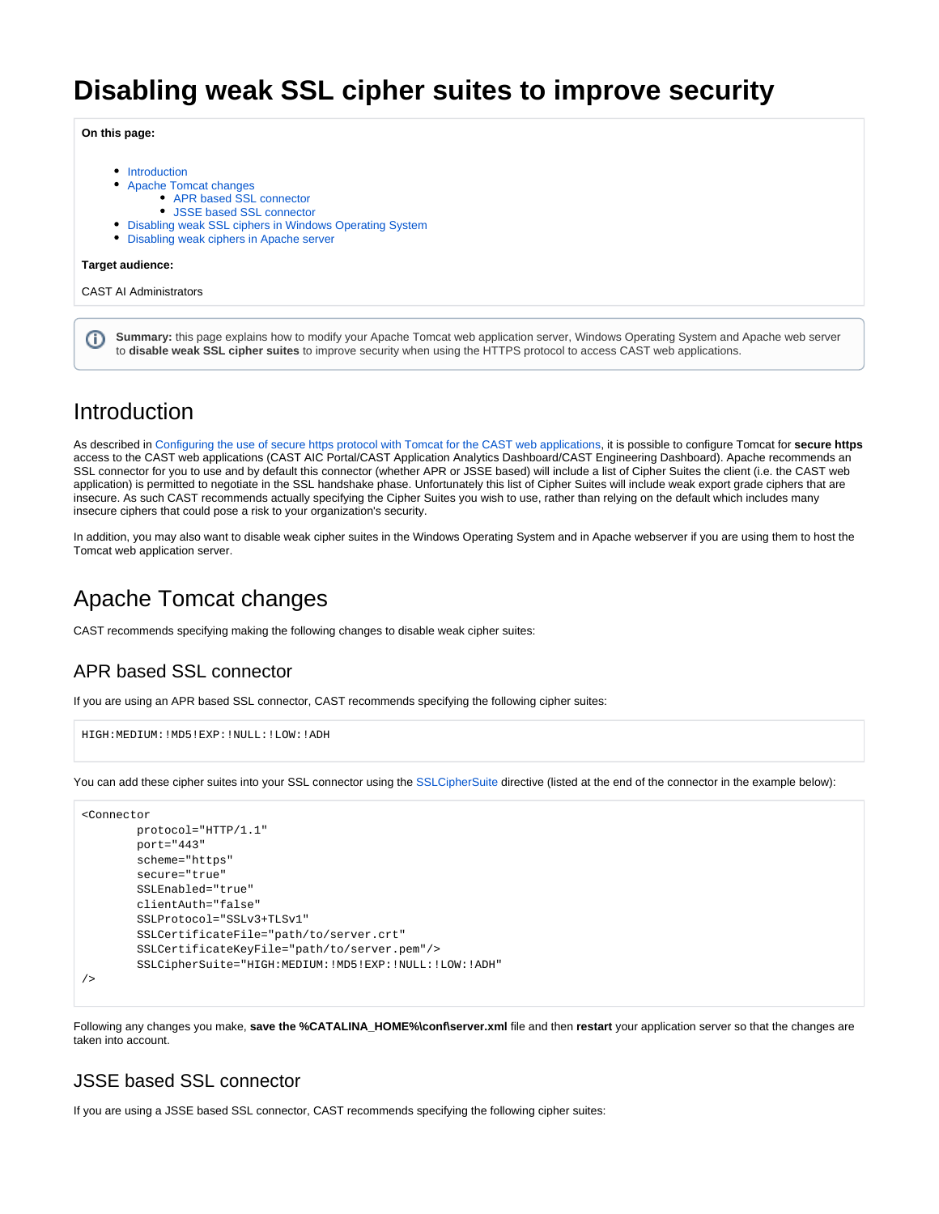# Disabling weak SSL cipher suites to improve security

**On this page:**

- Introduction
- Apache Tomcat changes
  - APR based SSL connector
  - JSSE based SSL connector
- Disabling weak SSL ciphers in Windows Operating System
- Disabling weak ciphers in Apache server

**Target audience:**

CAST AI Administrators

**Summary:** this page explains how to modify your Apache Tomcat web application server, Windows Operating System and Apache web server to **disable weak SSL cipher suites** to improve security when using the HTTPS protocol to access CAST web applications.

## Introduction

As described in Configuring the use of secure https protocol with Tomcat for the CAST web applications, it is possible to configure Tomcat for **secure https** access to the CAST web applications (CAST AIC Portal/CAST Application Analytics Dashboard/CAST Engineering Dashboard). Apache recommends an SSL connector for you to use and by default this connector (whether APR or JSSE based) will include a list of Cipher Suites the client (i.e. the CAST web application) is permitted to negotiate in the SSL handshake phase. Unfortunately this list of Cipher Suites will include weak export grade ciphers that are insecure. As such CAST recommends actually specifying the Cipher Suites you wish to use, rather than relying on the default which includes many insecure ciphers that could pose a risk to your organization's security.

In addition, you may also want to disable weak cipher suites in the Windows Operating System and in Apache webserver if you are using them to host the Tomcat web application server.

## Apache Tomcat changes

CAST recommends specifying making the following changes to disable weak cipher suites:

### APR based SSL connector

If you are using an APR based SSL connector, CAST recommends specifying the following cipher suites:

```
HIGH:MEDIUM:!MD5!EXP:!NULL:!LOW:!ADH
```

You can add these cipher suites into your SSL connector using the SSLCipherSuite directive (listed at the end of the connector in the example below):

```
<Connector
        protocol="HTTP/1.1"
        port="443"
        scheme="https"
        secure="true"
        SSLEnabled="true"
        clientAuth="false"
        SSLProtocol="SSLv3+TLSv1"
        SSLCertificateFile="path/to/server.crt"
        SSLCertificateKeyFile="path/to/server.pem"/>
        SSLCipherSuite="HIGH:MEDIUM:!MD5!EXP:!NULL:!LOW:!ADH"
/>
```

Following any changes you make, **save the %CATALINA_HOME%\conf\server.xml** file and then **restart** your application server so that the changes are taken into account.

### JSSE based SSL connector

If you are using a JSSE based SSL connector, CAST recommends specifying the following cipher suites: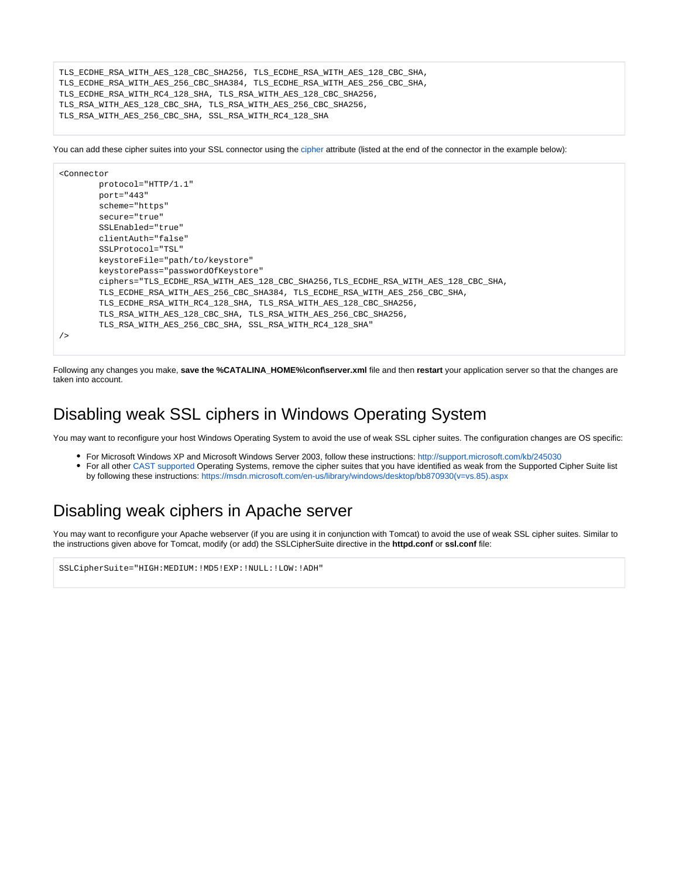```
TLS_ECDHE_RSA_WITH_AES_128_CBC_SHA256, TLS_ECDHE_RSA_WITH_AES_128_CBC_SHA,
TLS_ECDHE_RSA_WITH_AES_256_CBC_SHA384, TLS_ECDHE_RSA_WITH_AES_256_CBC_SHA,
TLS_ECDHE_RSA_WITH_RC4_128_SHA, TLS_RSA_WITH_AES_128_CBC_SHA256,
TLS_RSA_WITH_AES_128_CBC_SHA, TLS_RSA_WITH_AES_256_CBC_SHA256,
TLS_RSA_WITH_AES_256_CBC_SHA, SSL_RSA_WITH_RC4_128_SHA
```

You can add these cipher suites into your SSL connector using the cipher attribute (listed at the end of the connector in the example below):

```
<Connector
        protocol="HTTP/1.1"
        port="443"
        scheme="https"
        secure="true"
        SSLEnabled="true"
        clientAuth="false"
        SSLProtocol="TSL"
        keystoreFile="path/to/keystore"
        keystorePass="passwordOfKeystore"
        ciphers="TLS_ECDHE_RSA_WITH_AES_128_CBC_SHA256,TLS_ECDHE_RSA_WITH_AES_128_CBC_SHA,
        TLS_ECDHE_RSA_WITH_AES_256_CBC_SHA384, TLS_ECDHE_RSA_WITH_AES_256_CBC_SHA,
        TLS_ECDHE_RSA_WITH_RC4_128_SHA, TLS_RSA_WITH_AES_128_CBC_SHA256,
        TLS_RSA_WITH_AES_128_CBC_SHA, TLS_RSA_WITH_AES_256_CBC_SHA256,
        TLS_RSA_WITH_AES_256_CBC_SHA, SSL_RSA_WITH_RC4_128_SHA"
/>
```

Following any changes you make, **save the %CATALINA_HOME%\conf\server.xml** file and then **restart** your application server so that the changes are taken into account.

# Disabling weak SSL ciphers in Windows Operating System

You may want to reconfigure your host Windows Operating System to avoid the use of weak SSL cipher suites. The configuration changes are OS specific:

- For Microsoft Windows XP and Microsoft Windows Server 2003, follow these instructions: http://support.microsoft.com/kb/245030
- For all other CAST supported Operating Systems, remove the cipher suites that you have identified as weak from the Supported Cipher Suite list by following these instructions: https://msdn.microsoft.com/en-us/library/windows/desktop/bb870930(v=vs.85).aspx

# Disabling weak ciphers in Apache server

You may want to reconfigure your Apache webserver (if you are using it in conjunction with Tomcat) to avoid the use of weak SSL cipher suites. Similar to the instructions given above for Tomcat, modify (or add) the SSLCipherSuite directive in the **httpd.conf** or **ssl.conf** file:

```
SSLCipherSuite="HIGH:MEDIUM:!MD5!EXP:!NULL:!LOW:!ADH"
```